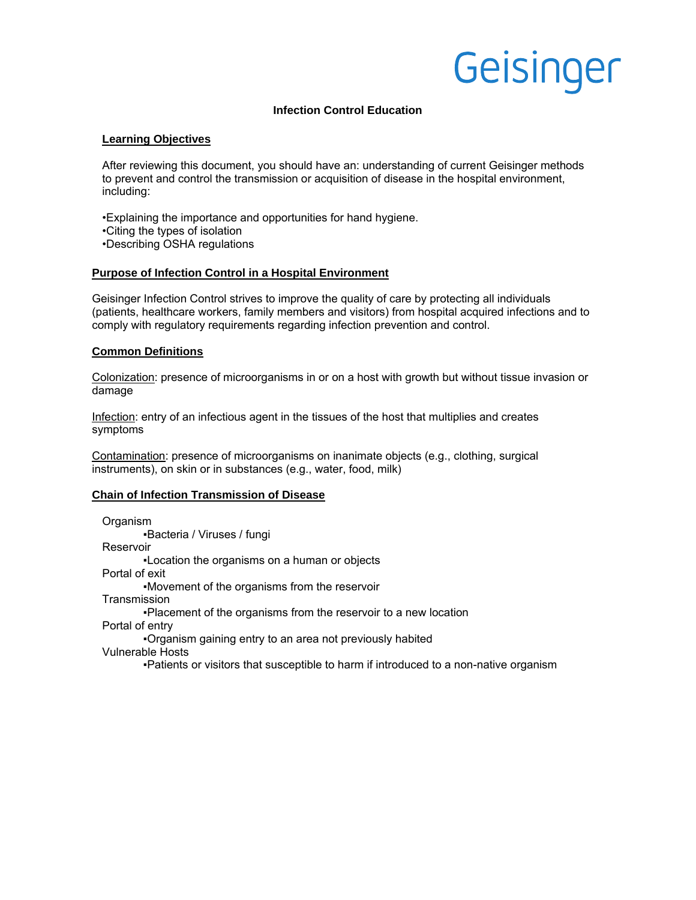Geisinger

# Infection Control Education

## Learning Objectives

After reviewing this document, you should have an: understanding of current Geisinger methods to prevent and control the transmission or acquisition of disease in the hospital environment, including:

•Explaining the importance and opportunities for hand hygiene.
•Citing the types of isolation
•Describing OSHA regulations

## Purpose of Infection Control in a Hospital Environment

Geisinger Infection Control strives to improve the quality of care by protecting all individuals (patients, healthcare workers, family members and visitors) from hospital acquired infections and to comply with regulatory requirements regarding infection prevention and control.

## Common Definitions

Colonization: presence of microorganisms in or on a host with growth but without tissue invasion or damage

Infection: entry of an infectious agent in the tissues of the host that multiplies and creates symptoms

Contamination: presence of microorganisms on inanimate objects (e.g., clothing, surgical instruments), on skin or in substances (e.g., water, food, milk)

## Chain of Infection Transmission of Disease

Organism
- Bacteria / Viruses / fungi

Reservoir
- Location the organisms on a human or objects

Portal of exit
- Movement of the organisms from the reservoir

Transmission
- Placement of the organisms from the reservoir to a new location

Portal of entry
- Organism gaining entry to an area not previously habited

Vulnerable Hosts
- Patients or visitors that susceptible to harm if introduced to a non-native organism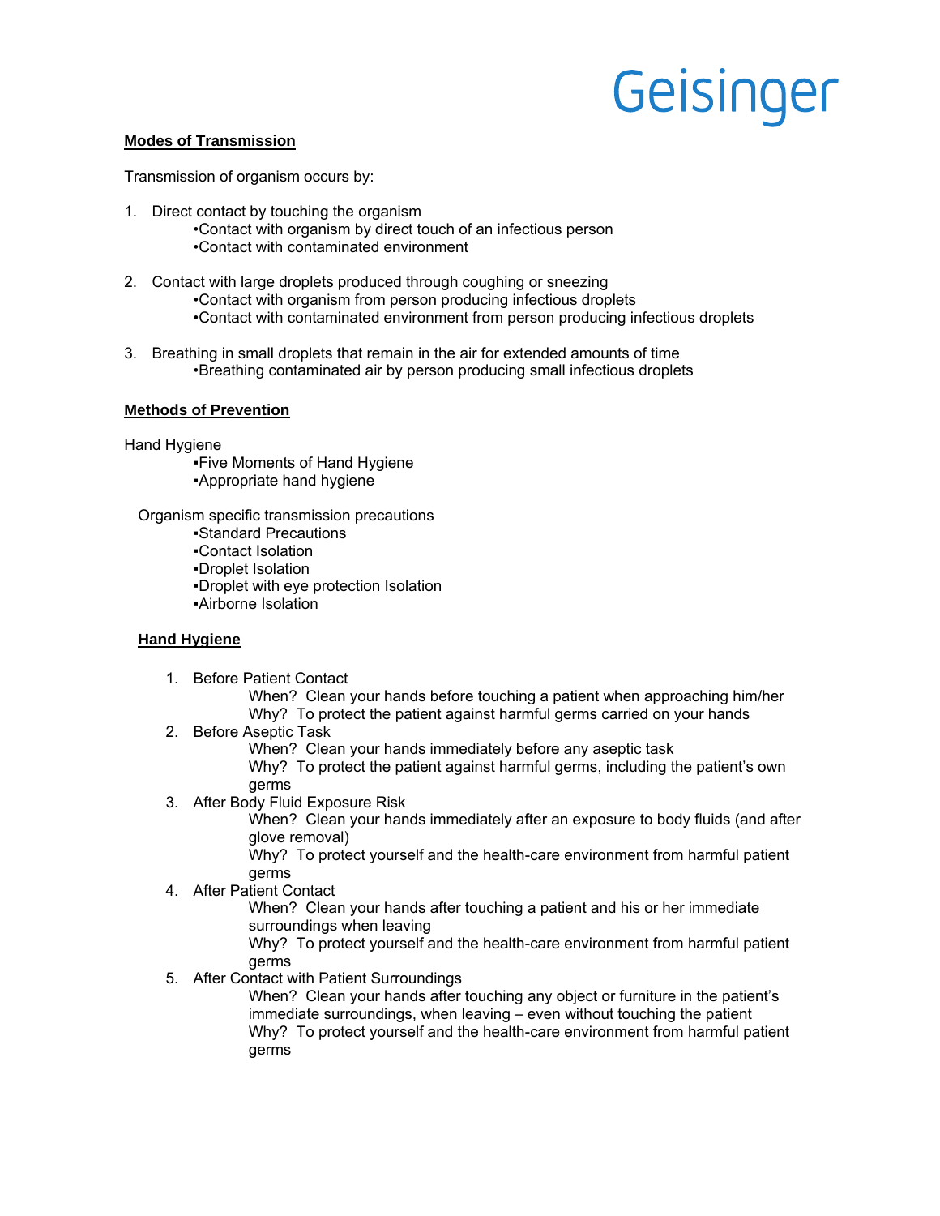**Modes of Transmission**

Transmission of organism occurs by:

1. Direct contact by touching the organism
   - Contact with organism by direct touch of an infectious person
   - Contact with contaminated environment

2. Contact with large droplets produced through coughing or sneezing
   - Contact with organism from person producing infectious droplets
   - Contact with contaminated environment from person producing infectious droplets

3. Breathing in small droplets that remain in the air for extended amounts of time
   - Breathing contaminated air by person producing small infectious droplets

**Methods of Prevention**

Hand Hygiene

- Five Moments of Hand Hygiene
- Appropriate hand hygiene

Organism specific transmission precautions

- Standard Precautions
- Contact Isolation
- Droplet Isolation
- Droplet with eye protection Isolation
- Airborne Isolation

**Hand Hygiene**

1. Before Patient Contact
   - When? Clean your hands before touching a patient when approaching him/her
   - Why? To protect the patient against harmful germs carried on your hands
2. Before Aseptic Task
   - When? Clean your hands immediately before any aseptic task
   - Why? To protect the patient against harmful germs, including the patient's own germs
3. After Body Fluid Exposure Risk
   - When? Clean your hands immediately after an exposure to body fluids (and after glove removal)
   - Why? To protect yourself and the health-care environment from harmful patient germs
4. After Patient Contact
   - When? Clean your hands after touching a patient and his or her immediate surroundings when leaving
   - Why? To protect yourself and the health-care environment from harmful patient germs
5. After Contact with Patient Surroundings
   - When? Clean your hands after touching any object or furniture in the patient's immediate surroundings, when leaving – even without touching the patient
   - Why? To protect yourself and the health-care environment from harmful patient germs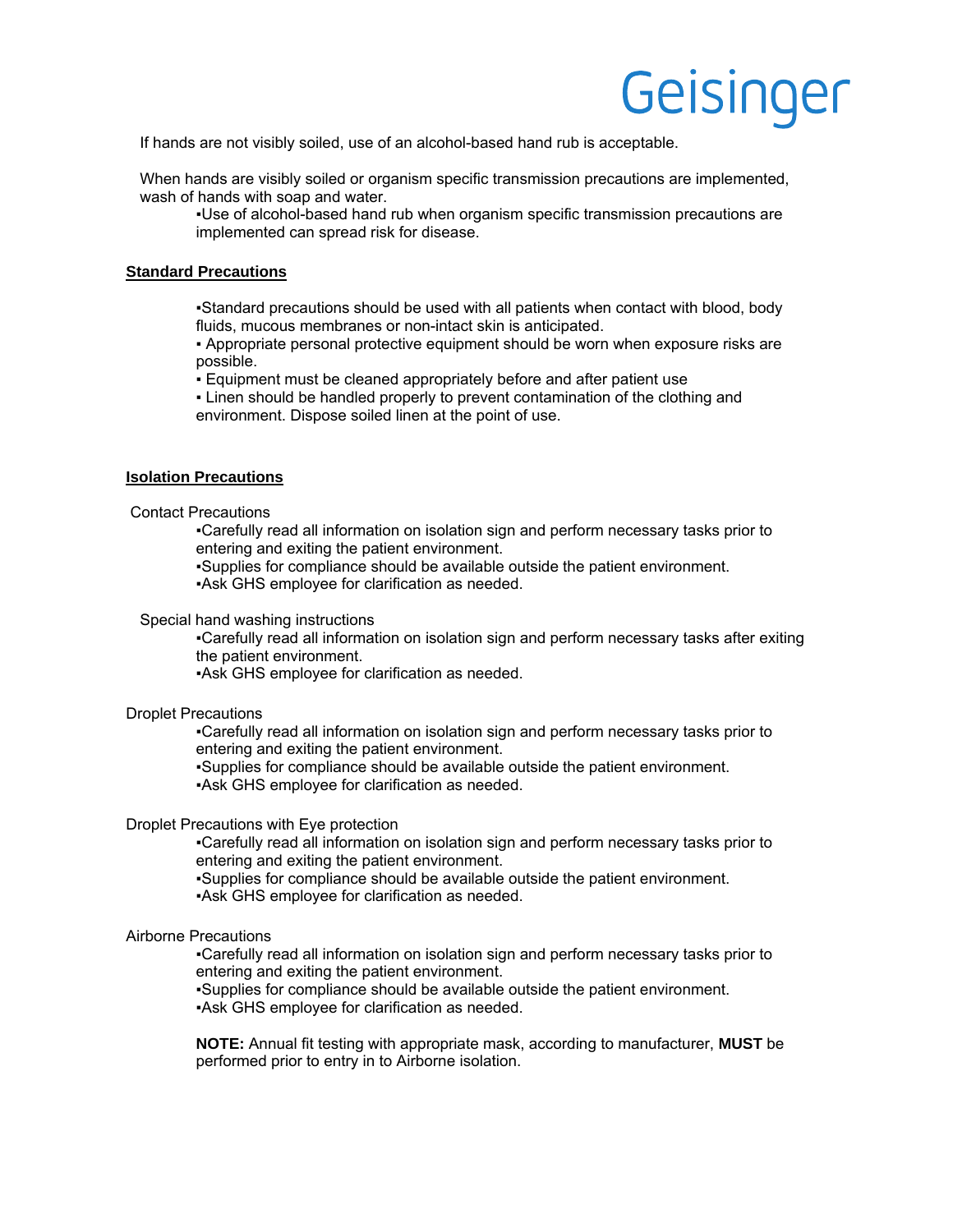If hands are not visibly soiled, use of an alcohol-based hand rub is acceptable.

When hands are visibly soiled or organism specific transmission precautions are implemented, wash of hands with soap and water.

- Use of alcohol-based hand rub when organism specific transmission precautions are implemented can spread risk for disease.

**Standard Precautions**

- Standard precautions should be used with all patients when contact with blood, body fluids, mucous membranes or non-intact skin is anticipated.
- Appropriate personal protective equipment should be worn when exposure risks are possible.
- Equipment must be cleaned appropriately before and after patient use
- Linen should be handled properly to prevent contamination of the clothing and environment. Dispose soiled linen at the point of use.

**Isolation Precautions**

Contact Precautions

- Carefully read all information on isolation sign and perform necessary tasks prior to entering and exiting the patient environment.
- Supplies for compliance should be available outside the patient environment.
- Ask GHS employee for clarification as needed.

Special hand washing instructions

- Carefully read all information on isolation sign and perform necessary tasks after exiting the patient environment.
- Ask GHS employee for clarification as needed.

Droplet Precautions

- Carefully read all information on isolation sign and perform necessary tasks prior to entering and exiting the patient environment.
- Supplies for compliance should be available outside the patient environment.
- Ask GHS employee for clarification as needed.

Droplet Precautions with Eye protection

- Carefully read all information on isolation sign and perform necessary tasks prior to entering and exiting the patient environment.
- Supplies for compliance should be available outside the patient environment.
- Ask GHS employee for clarification as needed.

Airborne Precautions

- Carefully read all information on isolation sign and perform necessary tasks prior to entering and exiting the patient environment.
- Supplies for compliance should be available outside the patient environment.
- Ask GHS employee for clarification as needed.

**NOTE:** Annual fit testing with appropriate mask, according to manufacturer, **MUST** be performed prior to entry in to Airborne isolation.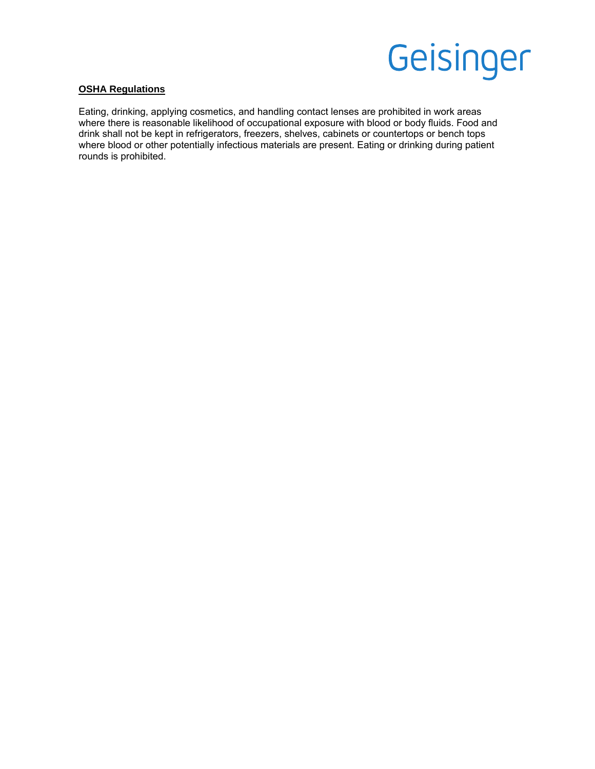**OSHA Regulations**

Eating, drinking, applying cosmetics, and handling contact lenses are prohibited in work areas where there is reasonable likelihood of occupational exposure with blood or body fluids. Food and drink shall not be kept in refrigerators, freezers, shelves, cabinets or countertops or bench tops where blood or other potentially infectious materials are present. Eating or drinking during patient rounds is prohibited.